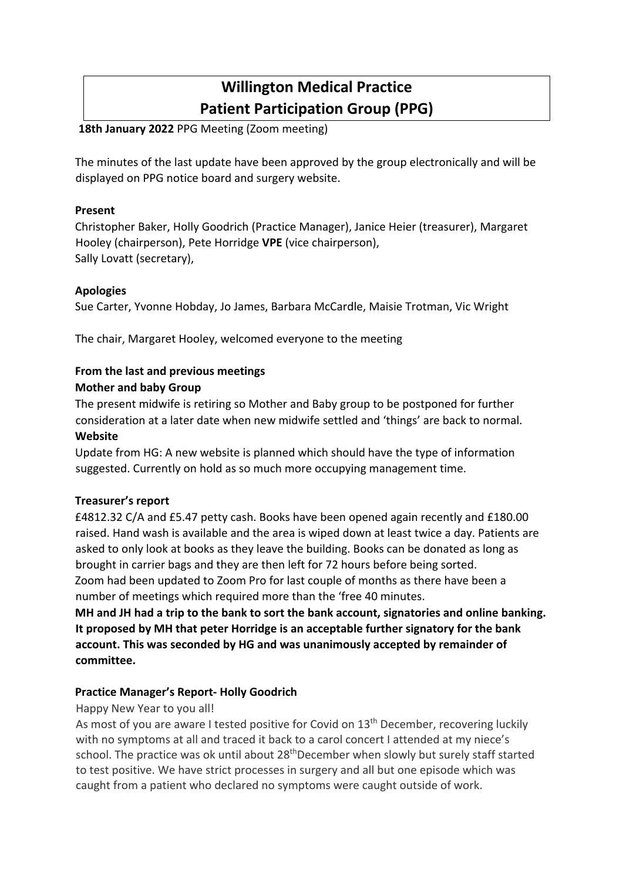# Willington Medical Practice
# Patient Participation Group (PPG)

**18th January 2022** PPG Meeting (Zoom meeting)

The minutes of the last update have been approved by the group electronically and will be displayed on PPG notice board and surgery website.

**Present**

Christopher Baker, Holly Goodrich (Practice Manager), Janice Heier (treasurer), Margaret Hooley (chairperson), Pete Horridge **VPE** (vice chairperson),
Sally Lovatt (secretary),

**Apologies**

Sue Carter, Yvonne Hobday, Jo James, Barbara McCardle, Maisie Trotman, Vic Wright

The chair, Margaret Hooley, welcomed everyone to the meeting

**From the last and previous meetings**

**Mother and baby Group**

The present midwife is retiring so Mother and Baby group to be postponed for further consideration at a later date when new midwife settled and 'things' are back to normal.

**Website**

Update from HG: A new website is planned which should have the type of information suggested. Currently on hold as so much more occupying management time.

**Treasurer's report**

£4812.32 C/A and £5.47 petty cash. Books have been opened again recently and £180.00 raised. Hand wash is available and the area is wiped down at least twice a day. Patients are asked to only look at books as they leave the building. Books can be donated as long as brought in carrier bags and they are then left for 72 hours before being sorted.
Zoom had been updated to Zoom Pro for last couple of months as there have been a number of meetings which required more than the 'free 40 minutes.

**MH and JH had a trip to the bank to sort the bank account, signatories and online banking. It proposed by MH that peter Horridge is an acceptable further signatory for the bank account. This was seconded by HG and was unanimously accepted by remainder of committee.**

**Practice Manager's Report- Holly Goodrich**

Happy New Year to you all!

As most of you are aware I tested positive for Covid on 13th December, recovering luckily with no symptoms at all and traced it back to a carol concert I attended at my niece's school. The practice was ok until about 28thDecember when slowly but surely staff started to test positive. We have strict processes in surgery and all but one episode which was caught from a patient who declared no symptoms were caught outside of work.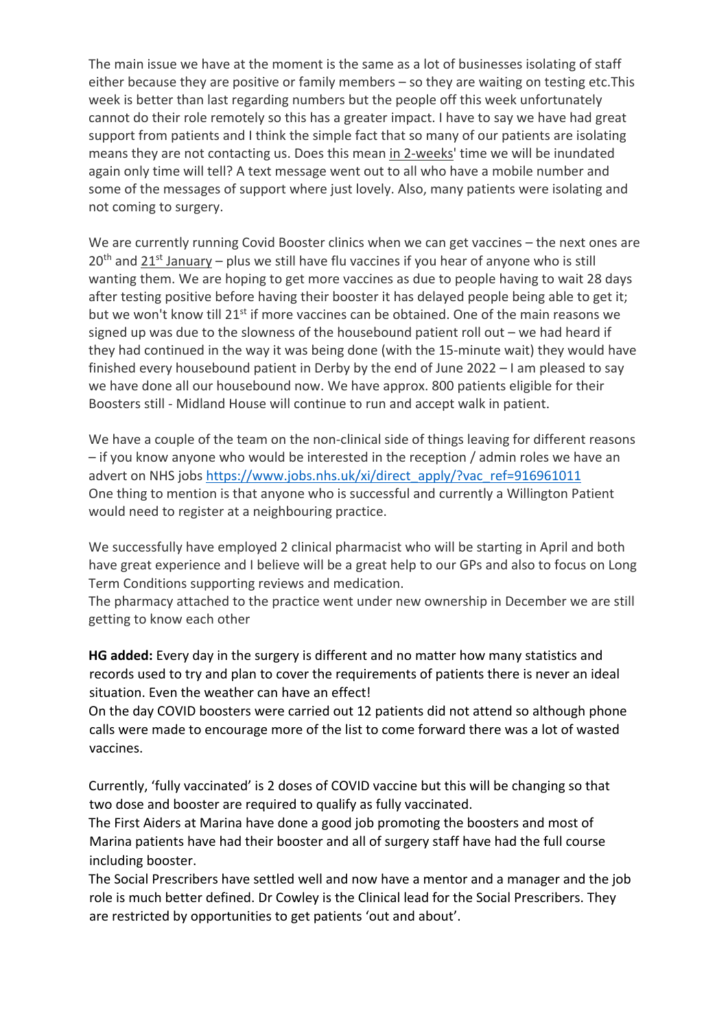The main issue we have at the moment is the same as a lot of businesses isolating of staff either because they are positive or family members – so they are waiting on testing etc.This week is better than last regarding numbers but the people off this week unfortunately cannot do their role remotely so this has a greater impact. I have to say we have had great support from patients and I think the simple fact that so many of our patients are isolating means they are not contacting us. Does this mean in 2-weeks' time we will be inundated again only time will tell? A text message went out to all who have a mobile number and some of the messages of support where just lovely. Also, many patients were isolating and not coming to surgery.

We are currently running Covid Booster clinics when we can get vaccines – the next ones are 20th and 21st January – plus we still have flu vaccines if you hear of anyone who is still wanting them. We are hoping to get more vaccines as due to people having to wait 28 days after testing positive before having their booster it has delayed people being able to get it; but we won't know till 21st if more vaccines can be obtained. One of the main reasons we signed up was due to the slowness of the housebound patient roll out – we had heard if they had continued in the way it was being done (with the 15-minute wait) they would have finished every housebound patient in Derby by the end of June 2022 – I am pleased to say we have done all our housebound now. We have approx. 800 patients eligible for their Boosters still - Midland House will continue to run and accept walk in patient.

We have a couple of the team on the non-clinical side of things leaving for different reasons – if you know anyone who would be interested in the reception / admin roles we have an advert on NHS jobs https://www.jobs.nhs.uk/xi/direct_apply/?vac_ref=916961011
One thing to mention is that anyone who is successful and currently a Willington Patient would need to register at a neighbouring practice.

We successfully have employed 2 clinical pharmacist who will be starting in April and both have great experience and I believe will be a great help to our GPs and also to focus on Long Term Conditions supporting reviews and medication.
The pharmacy attached to the practice went under new ownership in December we are still getting to know each other

**HG added:** Every day in the surgery is different and no matter how many statistics and records used to try and plan to cover the requirements of patients there is never an ideal situation. Even the weather can have an effect!
On the day COVID boosters were carried out 12 patients did not attend so although phone calls were made to encourage more of the list to come forward there was a lot of wasted vaccines.

Currently, 'fully vaccinated' is 2 doses of COVID vaccine but this will be changing so that two dose and booster are required to qualify as fully vaccinated.
The First Aiders at Marina have done a good job promoting the boosters and most of Marina patients have had their booster and all of surgery staff have had the full course including booster.
The Social Prescribers have settled well and now have a mentor and a manager and the job role is much better defined. Dr Cowley is the Clinical lead for the Social Prescribers. They are restricted by opportunities to get patients 'out and about'.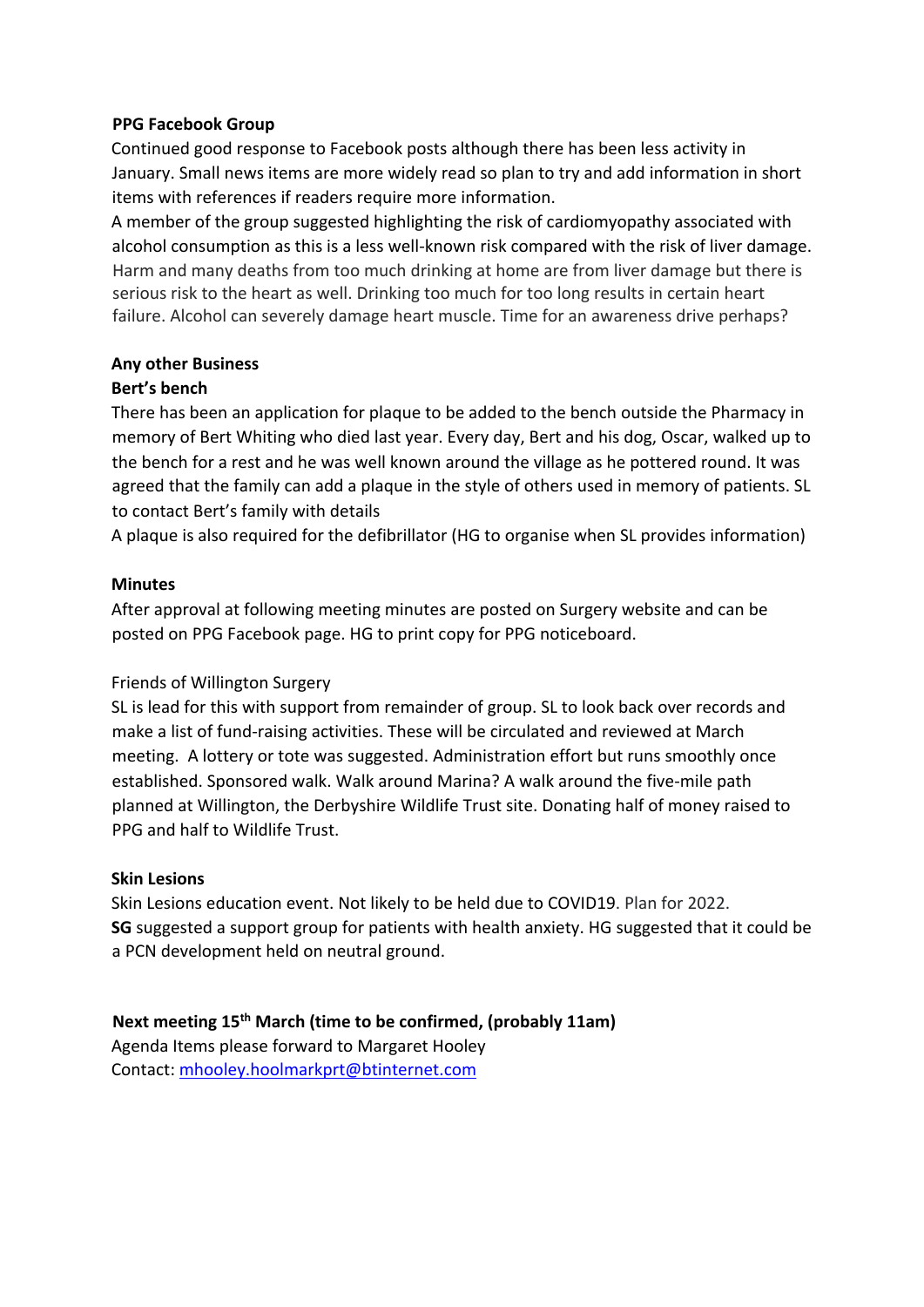**PPG Facebook Group**

Continued good response to Facebook posts although there has been less activity in January. Small news items are more widely read so plan to try and add information in short items with references if readers require more information.

A member of the group suggested highlighting the risk of cardiomyopathy associated with alcohol consumption as this is a less well-known risk compared with the risk of liver damage. Harm and many deaths from too much drinking at home are from liver damage but there is serious risk to the heart as well. Drinking too much for too long results in certain heart failure. Alcohol can severely damage heart muscle. Time for an awareness drive perhaps?

**Any other Business**

**Bert's bench**

There has been an application for plaque to be added to the bench outside the Pharmacy in memory of Bert Whiting who died last year. Every day, Bert and his dog, Oscar, walked up to the bench for a rest and he was well known around the village as he pottered round. It was agreed that the family can add a plaque in the style of others used in memory of patients. SL to contact Bert's family with details

A plaque is also required for the defibrillator (HG to organise when SL provides information)

**Minutes**

After approval at following meeting minutes are posted on Surgery website and can be posted on PPG Facebook page. HG to print copy for PPG noticeboard.

Friends of Willington Surgery

SL is lead for this with support from remainder of group. SL to look back over records and make a list of fund-raising activities. These will be circulated and reviewed at March meeting. A lottery or tote was suggested. Administration effort but runs smoothly once established. Sponsored walk. Walk around Marina? A walk around the five-mile path planned at Willington, the Derbyshire Wildlife Trust site. Donating half of money raised to PPG and half to Wildlife Trust.

**Skin Lesions**

Skin Lesions education event. Not likely to be held due to COVID19. Plan for 2022.

**SG** suggested a support group for patients with health anxiety. HG suggested that it could be a PCN development held on neutral ground.

**Next meeting 15th March (time to be confirmed, (probably 11am)**

Agenda Items please forward to Margaret Hooley

Contact: mhooley.hoolmarkprt@btinternet.com